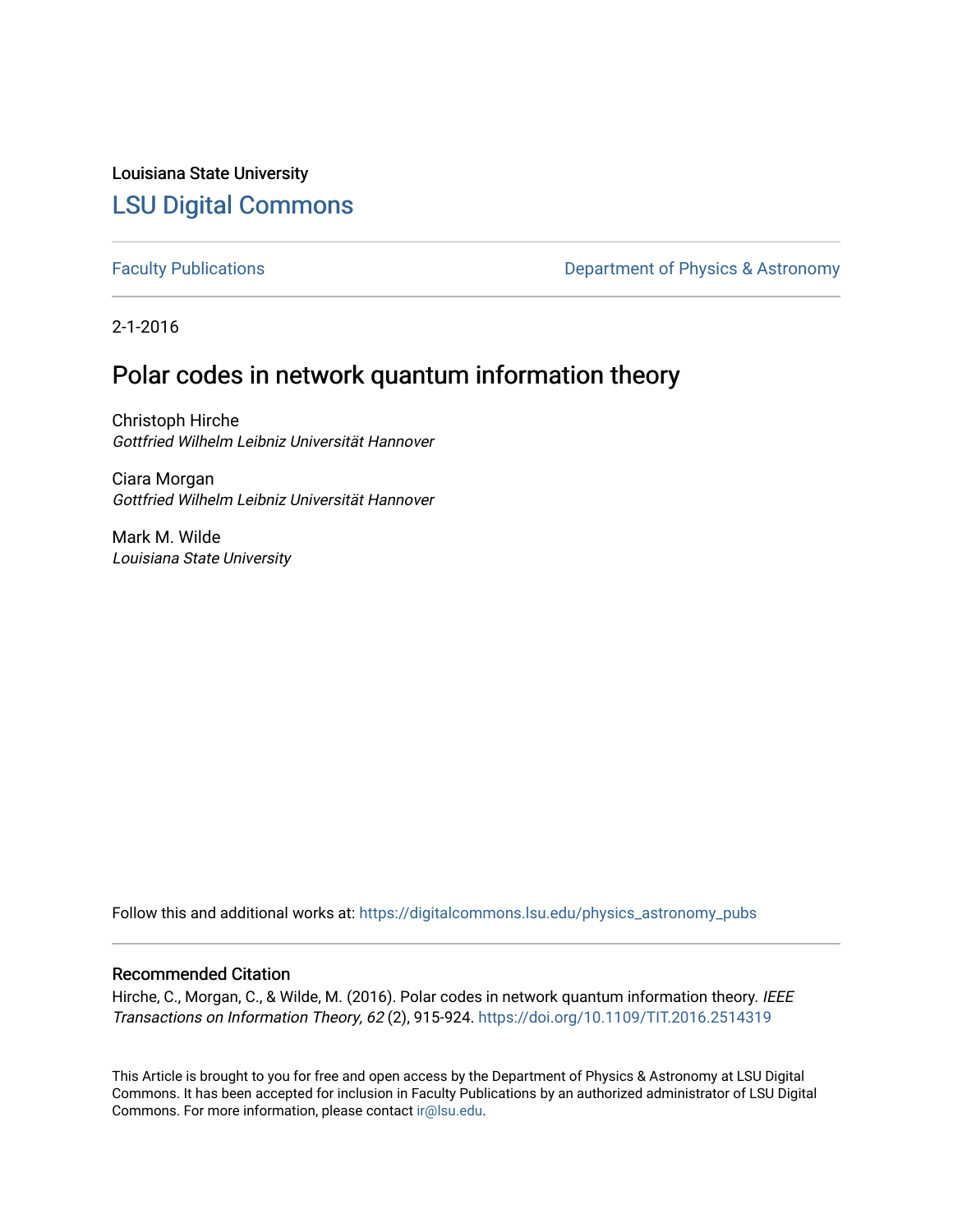Louisiana State University

# LSU Digital Commons

Faculty Publications | Department of Physics & Astronomy

2-1-2016

## Polar codes in network quantum information theory

Christoph Hirche
*Gottfried Wilhelm Leibniz Universität Hannover*

Ciara Morgan
*Gottfried Wilhelm Leibniz Universität Hannover*

Mark M. Wilde
*Louisiana State University*

Follow this and additional works at: https://digitalcommons.lsu.edu/physics_astronomy_pubs

### Recommended Citation

Hirche, C., Morgan, C., & Wilde, M. (2016). Polar codes in network quantum information theory. *IEEE Transactions on Information Theory, 62* (2), 915-924. https://doi.org/10.1109/TIT.2016.2514319

This Article is brought to you for free and open access by the Department of Physics & Astronomy at LSU Digital Commons. It has been accepted for inclusion in Faculty Publications by an authorized administrator of LSU Digital Commons. For more information, please contact ir@lsu.edu.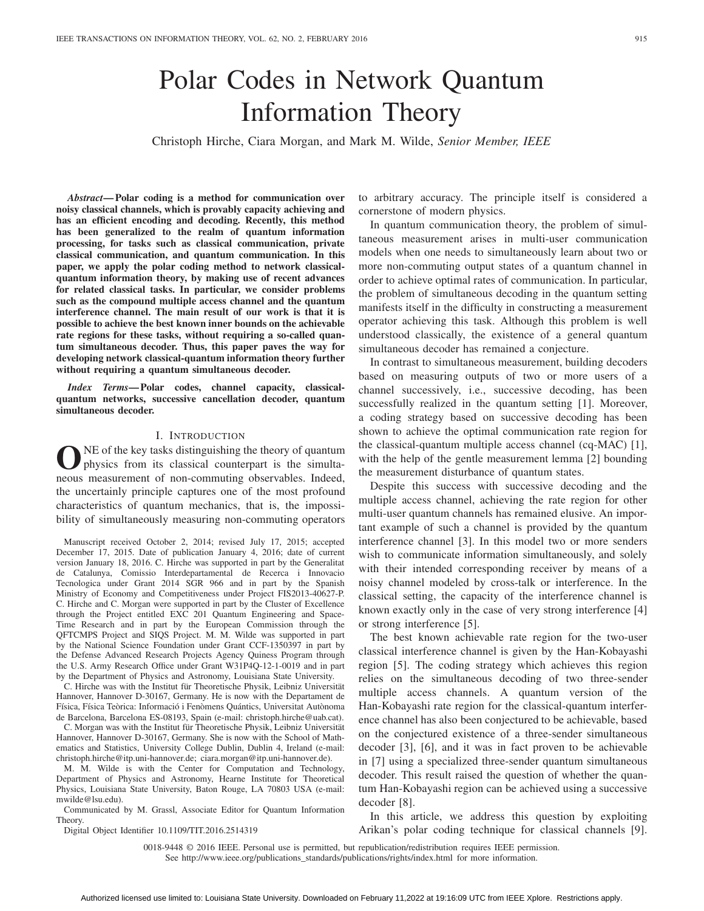# Polar Codes in Network Quantum Information Theory

Christoph Hirche, Ciara Morgan, and Mark M. Wilde, *Senior Member, IEEE*

***Abstract*— Polar coding is a method for communication over noisy classical channels, which is provably capacity achieving and has an efficient encoding and decoding. Recently, this method has been generalized to the realm of quantum information processing, for tasks such as classical communication, private classical communication, and quantum communication. In this paper, we apply the polar coding method to network classical-quantum information theory, by making use of recent advances for related classical tasks. In particular, we consider problems such as the compound multiple access channel and the quantum interference channel. The main result of our work is that it is possible to achieve the best known inner bounds on the achievable rate regions for these tasks, without requiring a so-called quantum simultaneous decoder. Thus, this paper paves the way for developing network classical-quantum information theory further without requiring a quantum simultaneous decoder.**

***Index Terms*— Polar codes, channel capacity, classical-quantum networks, successive cancellation decoder, quantum simultaneous decoder.**

## I. Introduction

ONE of the key tasks distinguishing the theory of quantum physics from its classical counterpart is the simultaneous measurement of non-commuting observables. Indeed, the uncertainly principle captures one of the most profound characteristics of quantum mechanics, that is, the impossibility of simultaneously measuring non-commuting operators to arbitrary accuracy. The principle itself is considered a cornerstone of modern physics.

In quantum communication theory, the problem of simultaneous measurement arises in multi-user communication models when one needs to simultaneously learn about two or more non-commuting output states of a quantum channel in order to achieve optimal rates of communication. In particular, the problem of simultaneous decoding in the quantum setting manifests itself in the difficulty in constructing a measurement operator achieving this task. Although this problem is well understood classically, the existence of a general quantum simultaneous decoder has remained a conjecture.

In contrast to simultaneous measurement, building decoders based on measuring outputs of two or more users of a channel successively, i.e., successive decoding, has been successfully realized in the quantum setting [1]. Moreover, a coding strategy based on successive decoding has been shown to achieve the optimal communication rate region for the classical-quantum multiple access channel (cq-MAC) [1], with the help of the gentle measurement lemma [2] bounding the measurement disturbance of quantum states.

Despite this success with successive decoding and the multiple access channel, achieving the rate region for other multi-user quantum channels has remained elusive. An important example of such a channel is provided by the quantum interference channel [3]. In this model two or more senders wish to communicate information simultaneously, and solely with their intended corresponding receiver by means of a noisy channel modeled by cross-talk or interference. In the classical setting, the capacity of the interference channel is known exactly only in the case of very strong interference [4] or strong interference [5].

The best known achievable rate region for the two-user classical interference channel is given by the Han-Kobayashi region [5]. The coding strategy which achieves this region relies on the simultaneous decoding of two three-sender multiple access channels. A quantum version of the Han-Kobayashi rate region for the classical-quantum interference channel has also been conjectured to be achievable, based on the conjectured existence of a three-sender simultaneous decoder [3], [6], and it was in fact proven to be achievable in [7] using a specialized three-sender quantum simultaneous decoder. This result raised the question of whether the quantum Han-Kobayashi region can be achieved using a successive decoder [8].

In this article, we address this question by exploiting Arikan's polar coding technique for classical channels [9].

Manuscript received October 2, 2014; revised July 17, 2015; accepted December 17, 2015. Date of publication January 4, 2016; date of current version January 18, 2016. C. Hirche was supported in part by the Generalitat de Catalunya, Comissio Interdepartamental de Recerca i Innovacio Tecnologica under Grant 2014 SGR 966 and in part by the Spanish Ministry of Economy and Competitiveness under Project FIS2013-40627-P. C. Hirche and C. Morgan were supported in part by the Cluster of Excellence through the Project entitled EXC 201 Quantum Engineering and Space-Time Research and in part by the European Commission through the QFTCMPS Project and SIQS Project. M. M. Wilde was supported in part by the National Science Foundation under Grant CCF-1350397 in part by the Defense Advanced Research Projects Agency Quiness Program through the U.S. Army Research Office under Grant W31P4Q-12-1-0019 and in part by the Department of Physics and Astronomy, Louisiana State University.

C. Hirche was with the Institut für Theoretische Physik, Leibniz Universität Hannover, Hannover D-30167, Germany. He is now with the Departament de Física, Física Teòrica: Informació i Fenòmens Quàntics, Universitat Autònoma de Barcelona, Barcelona ES-08193, Spain (e-mail: christoph.hirche@uab.cat).

C. Morgan was with the Institut für Theoretische Physik, Leibniz Universität Hannover, Hannover D-30167, Germany. She is now with the School of Mathematics and Statistics, University College Dublin, Dublin 4, Ireland (e-mail: christoph.hirche@itp.uni-hannover.de; ciara.morgan@itp.uni-hannover.de).

M. M. Wilde is with the Center for Computation and Technology, Department of Physics and Astronomy, Hearne Institute for Theoretical Physics, Louisiana State University, Baton Rouge, LA 70803 USA (e-mail: mwilde@lsu.edu).

Communicated by M. Grassl, Associate Editor for Quantum Information Theory.

Digital Object Identifier 10.1109/TIT.2016.2514319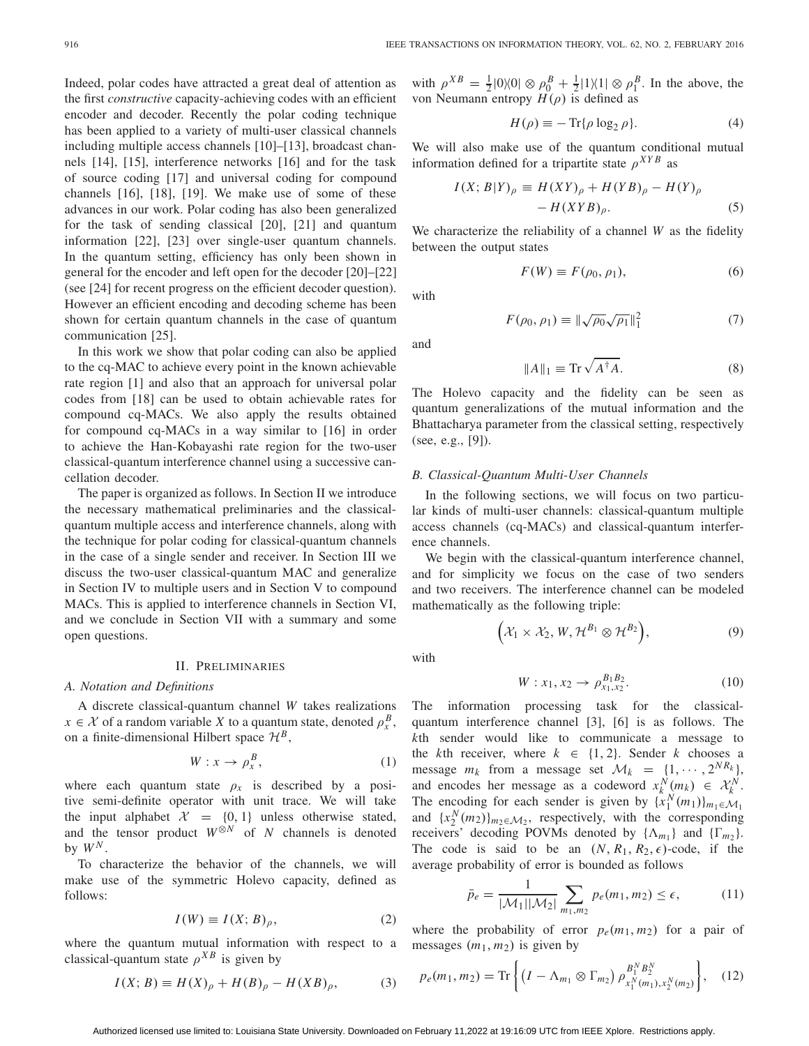Indeed, polar codes have attracted a great deal of attention as the first *constructive* capacity-achieving codes with an efficient encoder and decoder. Recently the polar coding technique has been applied to a variety of multi-user classical channels including multiple access channels [10]–[13], broadcast channels [14], [15], interference networks [16] and for the task of source coding [17] and universal coding for compound channels [16], [18], [19]. We make use of some of these advances in our work. Polar coding has also been generalized for the task of sending classical [20], [21] and quantum information [22], [23] over single-user quantum channels. In the quantum setting, efficiency has only been shown in general for the encoder and left open for the decoder [20]–[22] (see [24] for recent progress on the efficient decoder question). However an efficient encoding and decoding scheme has been shown for certain quantum channels in the case of quantum communication [25].

In this work we show that polar coding can also be applied to the cq-MAC to achieve every point in the known achievable rate region [1] and also that an approach for universal polar codes from [18] can be used to obtain achievable rates for compound cq-MACs. We also apply the results obtained for compound cq-MACs in a way similar to [16] in order to achieve the Han-Kobayashi rate region for the two-user classical-quantum interference channel using a successive cancellation decoder.

The paper is organized as follows. In Section II we introduce the necessary mathematical preliminaries and the classical-quantum multiple access and interference channels, along with the technique for polar coding for classical-quantum channels in the case of a single sender and receiver. In Section III we discuss the two-user classical-quantum MAC and generalize in Section IV to multiple users and in Section V to compound MACs. This is applied to interference channels in Section VI, and we conclude in Section VII with a summary and some open questions.

## II. Preliminaries

### A. Notation and Definitions

A discrete classical-quantum channel $W$ takes realizations $x \in \mathcal{X}$ of a random variable $X$ to a quantum state, denoted $\rho_x^B$, on a finite-dimensional Hilbert space $\mathcal{H}^B$,

$$W : x \to \rho_x^B, \tag{1}$$

where each quantum state $\rho_x$ is described by a positive semi-definite operator with unit trace. We will take the input alphabet $\mathcal{X} = \{0, 1\}$ unless otherwise stated, and the tensor product $W^{\otimes N}$ of $N$ channels is denoted by $W^N$.

To characterize the behavior of the channels, we will make use of the symmetric Holevo capacity, defined as follows:

$$I(W) \equiv I(X; B)_\rho, \tag{2}$$

where the quantum mutual information with respect to a classical-quantum state $\rho^{XB}$ is given by

$$I(X; B) \equiv H(X)_\rho + H(B)_\rho - H(XB)_\rho, \tag{3}$$

with $\rho^{XB} = \frac{1}{2}|0\rangle\langle 0| \otimes \rho_0^B + \frac{1}{2}|1\rangle\langle 1| \otimes \rho_1^B$. In the above, the von Neumann entropy $H(\rho)$ is defined as

$$H(\rho) \equiv -\operatorname{Tr}\{\rho \log_2 \rho\}. \tag{4}$$

We will also make use of the quantum conditional mutual information defined for a tripartite state $\rho^{XYB}$ as

$$I(X; B|Y)_\rho \equiv H(XY)_\rho + H(YB)_\rho - H(Y)_\rho - H(XYB)_\rho. \tag{5}$$

We characterize the reliability of a channel $W$ as the fidelity between the output states

$$F(W) \equiv F(\rho_0, \rho_1), \tag{6}$$

with

$$F(\rho_0, \rho_1) \equiv \|\sqrt{\rho_0}\sqrt{\rho_1}\|_1^2 \tag{7}$$

and

$$\|A\|_1 \equiv \operatorname{Tr}\sqrt{A^\dagger A}. \tag{8}$$

The Holevo capacity and the fidelity can be seen as quantum generalizations of the mutual information and the Bhattacharya parameter from the classical setting, respectively (see, e.g., [9]).

### B. Classical-Quantum Multi-User Channels

In the following sections, we will focus on two particular kinds of multi-user channels: classical-quantum multiple access channels (cq-MACs) and classical-quantum interference channels.

We begin with the classical-quantum interference channel, and for simplicity we focus on the case of two senders and two receivers. The interference channel can be modeled mathematically as the following triple:

$$\left(\mathcal{X}_1 \times \mathcal{X}_2, W, \mathcal{H}^{B_1} \otimes \mathcal{H}^{B_2}\right), \tag{9}$$

with

$$W : x_1, x_2 \to \rho_{x_1, x_2}^{B_1 B_2}. \tag{10}$$

The information processing task for the classical-quantum interference channel [3], [6] is as follows. The $k$th sender would like to communicate a message to the $k$th receiver, where $k \in \{1, 2\}$. Sender $k$ chooses a message $m_k$ from a message set $\mathcal{M}_k = \{1, \cdots, 2^{NR_k}\}$, and encodes her message as a codeword $x_k^N(m_k) \in \mathcal{X}_k^N$. The encoding for each sender is given by $\{x_1^N(m_1)\}_{m_1 \in \mathcal{M}_1}$ and $\{x_2^N(m_2)\}_{m_2 \in \mathcal{M}_2}$, respectively, with the corresponding receivers' decoding POVMs denoted by $\{\Lambda_{m_1}\}$ and $\{\Gamma_{m_2}\}$. The code is said to be an $(N, R_1, R_2, \epsilon)$-code, if the average probability of error is bounded as follows

$$\bar{p}_e = \frac{1}{|\mathcal{M}_1||\mathcal{M}_2|} \sum_{m_1, m_2} p_e(m_1, m_2) \le \epsilon, \tag{11}$$

where the probability of error $p_e(m_1, m_2)$ for a pair of messages $(m_1, m_2)$ is given by

$$p_e(m_1, m_2) = \operatorname{Tr}\left\{\left(I - \Lambda_{m_1} \otimes \Gamma_{m_2}\right) \rho_{x_1^N(m_1), x_2^N(m_2)}^{B_1^N B_2^N}\right\}, \tag{12}$$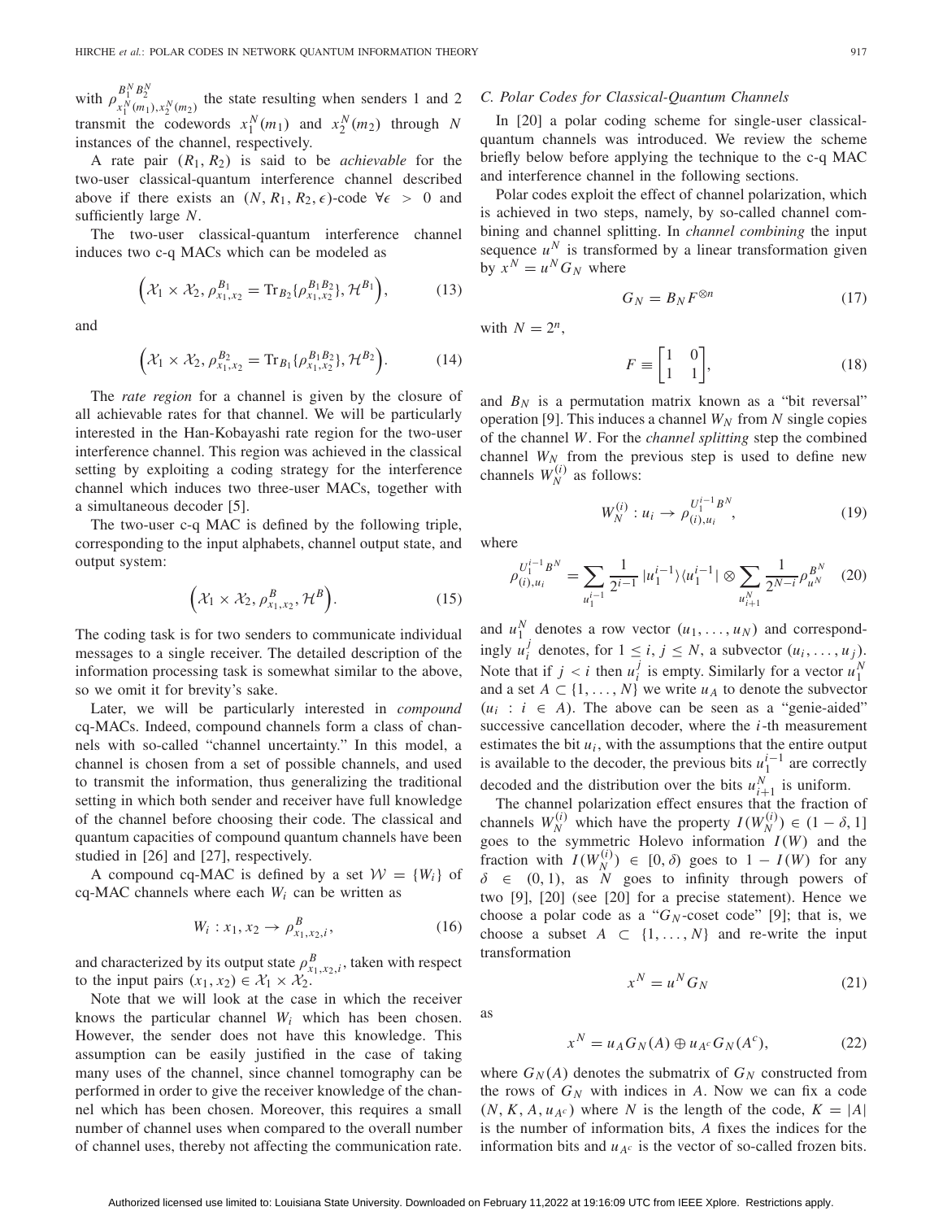with $\rho^{B_1^N B_2^N}_{x_1^N(m_1), x_2^N(m_2)}$ the state resulting when senders 1 and 2 transmit the codewords $x_1^N(m_1)$ and $x_2^N(m_2)$ through $N$ instances of the channel, respectively.

A rate pair $(R_1, R_2)$ is said to be *achievable* for the two-user classical-quantum interference channel described above if there exists an $(N, R_1, R_2, \epsilon)$-code $\forall \epsilon > 0$ and sufficiently large $N$.

The two-user classical-quantum interference channel induces two c-q MACs which can be modeled as

$$\left(\mathcal{X}_1 \times \mathcal{X}_2, \rho^{B_1}_{x_1,x_2} = \mathrm{Tr}_{B_2}\{\rho^{B_1 B_2}_{x_1,x_2}\}, \mathcal{H}^{B_1}\right), \tag{13}$$

and

$$\left(\mathcal{X}_1 \times \mathcal{X}_2, \rho^{B_2}_{x_1,x_2} = \mathrm{Tr}_{B_1}\{\rho^{B_1 B_2}_{x_1,x_2}\}, \mathcal{H}^{B_2}\right). \tag{14}$$

The *rate region* for a channel is given by the closure of all achievable rates for that channel. We will be particularly interested in the Han-Kobayashi rate region for the two-user interference channel. This region was achieved in the classical setting by exploiting a coding strategy for the interference channel which induces two three-user MACs, together with a simultaneous decoder [5].

The two-user c-q MAC is defined by the following triple, corresponding to the input alphabets, channel output state, and output system:

$$\left(\mathcal{X}_1 \times \mathcal{X}_2, \rho^{B}_{x_1,x_2}, \mathcal{H}^{B}\right). \tag{15}$$

The coding task is for two senders to communicate individual messages to a single receiver. The detailed description of the information processing task is somewhat similar to the above, so we omit it for brevity's sake.

Later, we will be particularly interested in *compound* cq-MACs. Indeed, compound channels form a class of channels with so-called "channel uncertainty." In this model, a channel is chosen from a set of possible channels, and used to transmit the information, thus generalizing the traditional setting in which both sender and receiver have full knowledge of the channel before choosing their code. The classical and quantum capacities of compound quantum channels have been studied in [26] and [27], respectively.

A compound cq-MAC is defined by a set $\mathcal{W} = \{W_i\}$ of cq-MAC channels where each $W_i$ can be written as

$$W_i : x_1, x_2 \to \rho^{B}_{x_1,x_2,i}, \tag{16}$$

and characterized by its output state $\rho^{B}_{x_1,x_2,i}$, taken with respect to the input pairs $(x_1, x_2) \in \mathcal{X}_1 \times \mathcal{X}_2$.

Note that we will look at the case in which the receiver knows the particular channel $W_i$ which has been chosen. However, the sender does not have this knowledge. This assumption can be easily justified in the case of taking many uses of the channel, since channel tomography can be performed in order to give the receiver knowledge of the channel which has been chosen. Moreover, this requires a small number of channel uses when compared to the overall number of channel uses, thereby not affecting the communication rate.

### C. Polar Codes for Classical-Quantum Channels

In [20] a polar coding scheme for single-user classical-quantum channels was introduced. We review the scheme briefly below before applying the technique to the c-q MAC and interference channel in the following sections.

Polar codes exploit the effect of channel polarization, which is achieved in two steps, namely, by so-called channel combining and channel splitting. In *channel combining* the input sequence $u^N$ is transformed by a linear transformation given by $x^N = u^N G_N$ where

$$G_N = B_N F^{\otimes n} \tag{17}$$

with $N = 2^n$,

$$F \equiv \begin{bmatrix} 1 & 0 \\ 1 & 1 \end{bmatrix}, \tag{18}$$

and $B_N$ is a permutation matrix known as a "bit reversal" operation [9]. This induces a channel $W_N$ from $N$ single copies of the channel $W$. For the *channel splitting* step the combined channel $W_N$ from the previous step is used to define new channels $W_N^{(i)}$ as follows:

$$W_N^{(i)} : u_i \to \rho^{U_1^{i-1} B^N}_{(i),u_i}, \tag{19}$$

where

$$\rho^{U_1^{i-1} B^N}_{(i),u_i} = \sum_{u_1^{i-1}} \frac{1}{2^{i-1}} |u_1^{i-1}\rangle\langle u_1^{i-1}| \otimes \sum_{u_{i+1}^N} \frac{1}{2^{N-i}} \rho^{B^N}_{u^N} \tag{20}$$

and $u_1^N$ denotes a row vector $(u_1, \ldots, u_N)$ and correspondingly $u_i^j$ denotes, for $1 \leq i, j \leq N$, a subvector $(u_i, \ldots, u_j)$. Note that if $j < i$ then $u_i^j$ is empty. Similarly for a vector $u_1^N$ and a set $A \subset \{1, \ldots, N\}$ we write $u_A$ to denote the subvector $(u_i : i \in A)$. The above can be seen as a "genie-aided" successive cancellation decoder, where the $i$-th measurement estimates the bit $u_i$, with the assumptions that the entire output is available to the decoder, the previous bits $u_1^{i-1}$ are correctly decoded and the distribution over the bits $u_{i+1}^N$ is uniform.

The channel polarization effect ensures that the fraction of channels $W_N^{(i)}$ which have the property $I(W_N^{(i)}) \in (1-\delta, 1]$ goes to the symmetric Holevo information $I(W)$ and the fraction with $I(W_N^{(i)}) \in [0, \delta)$ goes to $1 - I(W)$ for any $\delta \in (0, 1)$, as $N$ goes to infinity through powers of two [9], [20] (see [20] for a precise statement). Hence we choose a polar code as a "$G_N$-coset code" [9]; that is, we choose a subset $A \subset \{1, \ldots, N\}$ and re-write the input transformation

$$x^N = u^N G_N \tag{21}$$

as

$$x^N = u_A G_N(A) \oplus u_{A^c} G_N(A^c), \tag{22}$$

where $G_N(A)$ denotes the submatrix of $G_N$ constructed from the rows of $G_N$ with indices in $A$. Now we can fix a code $(N, K, A, u_{A^c})$ where $N$ is the length of the code, $K = |A|$ is the number of information bits, $A$ fixes the indices for the information bits and $u_{A^c}$ is the vector of so-called frozen bits.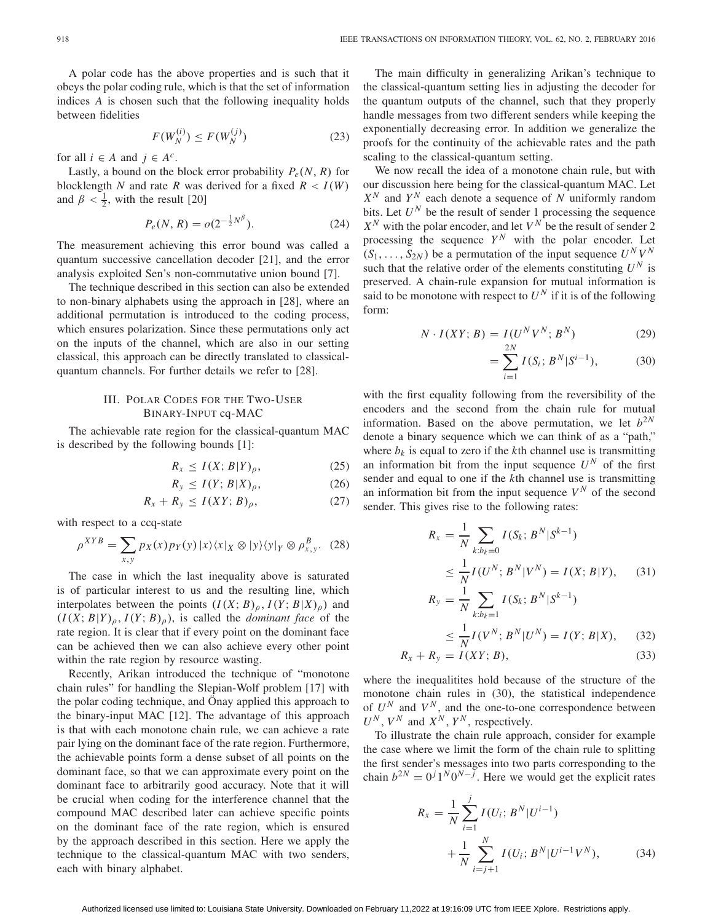A polar code has the above properties and is such that it obeys the polar coding rule, which is that the set of information indices $A$ is chosen such that the following inequality holds between fidelities

$$F(W_N^{(i)}) \leq F(W_N^{(j)}) \tag{23}$$

for all $i \in A$ and $j \in A^c$.

Lastly, a bound on the block error probability $P_e(N, R)$ for blocklength $N$ and rate $R$ was derived for a fixed $R < I(W)$ and $\beta < \frac{1}{2}$, with the result [20]

$$P_e(N, R) = o(2^{-\frac{1}{2}N^{\beta}}). \tag{24}$$

The measurement achieving this error bound was called a quantum successive cancellation decoder [21], and the error analysis exploited Sen's non-commutative union bound [7].

The technique described in this section can also be extended to non-binary alphabets using the approach in [28], where an additional permutation is introduced to the coding process, which ensures polarization. Since these permutations only act on the inputs of the channel, which are also in our setting classical, this approach can be directly translated to classical-quantum channels. For further details we refer to [28].

## III. Polar Codes for the Two-User Binary-Input cq-MAC

The achievable rate region for the classical-quantum MAC is described by the following bounds [1]:

$$R_x \leq I(X; B|Y)_\rho, \tag{25}$$

$$R_y \leq I(Y; B|X)_\rho, \tag{26}$$

$$R_x + R_y \leq I(XY; B)_\rho, \tag{27}$$

with respect to a ccq-state

$$\rho^{XYB} = \sum_{x,y} p_X(x) p_Y(y) \, |x\rangle\langle x|_X \otimes |y\rangle\langle y|_Y \otimes \rho^B_{x,y}. \tag{28}$$

The case in which the last inequality above is saturated is of particular interest to us and the resulting line, which interpolates between the points $(I(X; B)_\rho, I(Y; B|X)_\rho)$ and $(I(X; B|Y)_\rho, I(Y; B)_\rho)$, is called the *dominant face* of the rate region. It is clear that if every point on the dominant face can be achieved then we can also achieve every other point within the rate region by resource wasting.

Recently, Arikan introduced the technique of "monotone chain rules" for handling the Slepian-Wolf problem [17] with the polar coding technique, and Önay applied this approach to the binary-input MAC [12]. The advantage of this approach is that with each monotone chain rule, we can achieve a rate pair lying on the dominant face of the rate region. Furthermore, the achievable points form a dense subset of all points on the dominant face, so that we can approximate every point on the dominant face to arbitrarily good accuracy. Note that it will be crucial when coding for the interference channel that the compound MAC described later can achieve specific points on the dominant face of the rate region, which is ensured by the approach described in this section. Here we apply the technique to the classical-quantum MAC with two senders, each with binary alphabet.

The main difficulty in generalizing Arikan's technique to the classical-quantum setting lies in adjusting the decoder for the quantum outputs of the channel, such that they properly handle messages from two different senders while keeping the exponentially decreasing error. In addition we generalize the proofs for the continuity of the achievable rates and the path scaling to the classical-quantum setting.

We now recall the idea of a monotone chain rule, but with our discussion here being for the classical-quantum MAC. Let $X^N$ and $Y^N$ each denote a sequence of $N$ uniformly random bits. Let $U^N$ be the result of sender 1 processing the sequence $X^N$ with the polar encoder, and let $V^N$ be the result of sender 2 processing the sequence $Y^N$ with the polar encoder. Let $(S_1, \ldots, S_{2N})$ be a permutation of the input sequence $U^N V^N$ such that the relative order of the elements constituting $U^N$ is preserved. A chain-rule expansion for mutual information is said to be monotone with respect to $U^N$ if it is of the following form:

$$N \cdot I(XY; B) = I(U^N V^N; B^N) \tag{29}$$

$$= \sum_{i=1}^{2N} I(S_i; B^N | S^{i-1}), \tag{30}$$

with the first equality following from the reversibility of the encoders and the second from the chain rule for mutual information. Based on the above permutation, we let $b^{2N}$ denote a binary sequence which we can think of as a "path," where $b_k$ is equal to zero if the $k$th channel use is transmitting an information bit from the input sequence $U^N$ of the first sender and equal to one if the $k$th channel use is transmitting an information bit from the input sequence $V^N$ of the second sender. This gives rise to the following rates:

$$R_x = \frac{1}{N} \sum_{k: b_k = 0} I(S_k; B^N | S^{k-1})$$
$$\leq \frac{1}{N} I(U^N; B^N | V^N) = I(X; B|Y), \tag{31}$$

$$R_y = \frac{1}{N} \sum_{k: b_k = 1} I(S_k; B^N | S^{k-1})$$
$$\leq \frac{1}{N} I(V^N; B^N | U^N) = I(Y; B|X), \tag{32}$$

$$R_x + R_y = I(XY; B), \tag{33}$$

where the inequalitites hold because of the structure of the monotone chain rules in (30), the statistical independence of $U^N$ and $V^N$, and the one-to-one correspondence between $U^N, V^N$ and $X^N, Y^N$, respectively.

To illustrate the chain rule approach, consider for example the case where we limit the form of the chain rule to splitting the first sender's messages into two parts corresponding to the chain $b^{2N} = 0^j 1^N 0^{N-j}$. Here we would get the explicit rates

$$R_x = \frac{1}{N} \sum_{i=1}^{j} I(U_i; B^N | U^{i-1})$$
$$+ \frac{1}{N} \sum_{i=j+1}^{N} I(U_i; B^N | U^{i-1} V^N), \tag{34}$$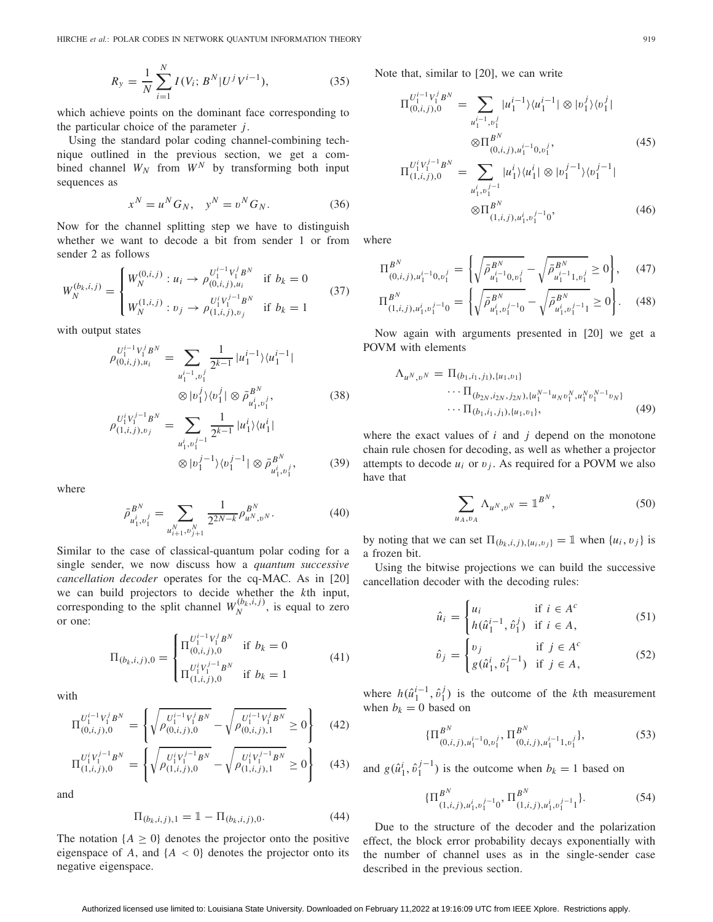$$R_y = \frac{1}{N}\sum_{i=1}^{N} I(V_i; B^N | U^j V^{i-1}), \tag{35}$$

which achieve points on the dominant face corresponding to the particular choice of the parameter $j$.

Using the standard polar coding channel-combining technique outlined in the previous section, we get a combined channel $W_N$ from $W^N$ by transforming both input sequences as

$$x^N = u^N G_N, \quad y^N = v^N G_N. \tag{36}$$

Now for the channel splitting step we have to distinguish whether we want to decode a bit from sender 1 or from sender 2 as follows

$$W_N^{(b_k,i,j)} = \begin{cases} W_N^{(0,i,j)} : u_i \to \rho_{(0,i,j),u_i}^{U_1^{i-1} V_1^j B^N} & \text{if } b_k = 0 \\ W_N^{(1,i,j)} : v_j \to \rho_{(1,i,j),v_j}^{U_1^{i} V_1^{j-1} B^N} & \text{if } b_k = 1 \end{cases} \tag{37}$$

with output states

$$\rho_{(0,i,j),u_i}^{U_1^{i-1} V_1^j B^N} = \sum_{u_1^{i-1}, v_1^j} \frac{1}{2^{k-1}} |u_1^{i-1}\rangle\langle u_1^{i-1}| \otimes |v_1^j\rangle\langle v_1^j| \otimes \bar{\rho}_{u_1^i, v_1^j}^{B^N}, \tag{38}$$

$$\rho_{(1,i,j),v_j}^{U_1^{i} V_1^{j-1} B^N} = \sum_{u_1^{i}, v_1^{j-1}} \frac{1}{2^{k-1}} |u_1^{i}\rangle\langle u_1^{i}| \otimes |v_1^{j-1}\rangle\langle v_1^{j-1}| \otimes \bar{\rho}_{u_1^i, v_1^j}^{B^N}, \tag{39}$$

where

$$\bar{\rho}_{u_1^i, v_1^j}^{B^N} = \sum_{u_{i+1}^N, v_{j+1}^N} \frac{1}{2^{2N-k}} \rho_{u^N, v^N}^{B^N}. \tag{40}$$

Similar to the case of classical-quantum polar coding for a single sender, we now discuss how a *quantum successive cancellation decoder* operates for the cq-MAC. As in [20] we can build projectors to decide whether the $k$th input, corresponding to the split channel $W_N^{(b_k,i,j)}$, is equal to zero or one:

$$\Pi_{(b_k,i,j),0} = \begin{cases} \Pi_{(0,i,j),0}^{U_1^{i-1} V_1^j B^N} & \text{if } b_k = 0 \\ \Pi_{(1,i,j),0}^{U_1^{i} V_1^{j-1} B^N} & \text{if } b_k = 1 \end{cases} \tag{41}$$

with

$$\Pi_{(0,i,j),0}^{U_1^{i-1} V_1^j B^N} = \left\{ \sqrt{\rho_{(0,i,j),0}^{U_1^{i-1} V_1^j B^N}} - \sqrt{\rho_{(0,i,j),1}^{U_1^{i-1} V_1^j B^N}} \geq 0 \right\} \tag{42}$$

$$\Pi_{(1,i,j),0}^{U_1^{i} V_1^{j-1} B^N} = \left\{ \sqrt{\rho_{(1,i,j),0}^{U_1^{i} V_1^{j-1} B^N}} - \sqrt{\rho_{(1,i,j),1}^{U_1^{i} V_1^{j-1} B^N}} \geq 0 \right\} \tag{43}$$

and

$$\Pi_{(b_k,i,j),1} = \mathbb{1} - \Pi_{(b_k,i,j),0}. \tag{44}$$

The notation $\{A \geq 0\}$ denotes the projector onto the positive eigenspace of $A$, and $\{A < 0\}$ denotes the projector onto its negative eigenspace.

Note that, similar to [20], we can write

$$\Pi_{(0,i,j),0}^{U_1^{i-1} V_1^j B^N} = \sum_{u_1^{i-1}, v_1^j} |u_1^{i-1}\rangle\langle u_1^{i-1}| \otimes |v_1^j\rangle\langle v_1^j| \otimes \Pi_{(0,i,j),u_1^{i-1}0,v_1^j}^{B^N}, \tag{45}$$

$$\Pi_{(1,i,j),0}^{U_1^{i} V_1^{j-1} B^N} = \sum_{u_1^{i}, v_1^{j-1}} |u_1^{i}\rangle\langle u_1^{i}| \otimes |v_1^{j-1}\rangle\langle v_1^{j-1}| \otimes \Pi_{(1,i,j),u_1^{i},v_1^{j-1}0}^{B^N}, \tag{46}$$

where

$$\Pi_{(0,i,j),u_1^{i-1}0,v_1^j}^{B^N} = \left\{ \sqrt{\bar{\rho}_{u_1^{i-1}0,v_1^j}^{B^N}} - \sqrt{\bar{\rho}_{u_1^{i-1}1,v_1^j}^{B^N}} \geq 0 \right\}, \tag{47}$$

$$\Pi_{(1,i,j),u_1^{i},v_1^{j-1}0}^{B^N} = \left\{ \sqrt{\bar{\rho}_{u_1^{i},v_1^{j-1}0}^{B^N}} - \sqrt{\bar{\rho}_{u_1^{i},v_1^{j-1}1}^{B^N}} \geq 0 \right\}. \tag{48}$$

Now again with arguments presented in [20] we get a POVM with elements

$$\Lambda_{u^N,v^N} = \Pi_{(b_1,i_1,j_1),\{u_1,v_1\}} \cdots \Pi_{(b_{2N},i_{2N},j_{2N}),\{u_1^{N-1}u_N v_1^N, u_1^N v_1^{N-1} v_N\}} \cdots \Pi_{(b_1,i_1,j_1),\{u_1,v_1\}}, \tag{49}$$

where the exact values of $i$ and $j$ depend on the monotone chain rule chosen for decoding, as well as whether a projector attempts to decode $u_i$ or $v_j$. As required for a POVM we also have that

$$\sum_{u_A, v_A} \Lambda_{u^N,v^N} = \mathbb{1}^{B^N}, \tag{50}$$

by noting that we can set $\Pi_{(b_k,i,j),\{u_i,v_j\}} = \mathbb{1}$ when $\{u_i, v_j\}$ is a frozen bit.

Using the bitwise projections we can build the successive cancellation decoder with the decoding rules:

$$\hat{u}_i = \begin{cases} u_i & \text{if } i \in A^c \\ h(\hat{u}_1^{i-1}, \hat{v}_1^j) & \text{if } i \in A, \end{cases} \tag{51}$$

$$\hat{v}_j = \begin{cases} v_j & \text{if } j \in A^c \\ g(\hat{u}_1^{i}, \hat{v}_1^{j-1}) & \text{if } j \in A, \end{cases} \tag{52}$$

where $h(\hat{u}_1^{i-1}, \hat{v}_1^j)$ is the outcome of the $k$th measurement when $b_k = 0$ based on

$$\{\Pi_{(0,i,j),u_1^{i-1}0,v_1^j}^{B^N}, \Pi_{(0,i,j),u_1^{i-1}1,v_1^j}^{B^N}\}, \tag{53}$$

and $g(\hat{u}_1^{i}, \hat{v}_1^{j-1})$ is the outcome when $b_k = 1$ based on

$$\{\Pi_{(1,i,j),u_1^{i},v_1^{j-1}0}^{B^N}, \Pi_{(1,i,j),u_1^{i},v_1^{j-1}1}^{B^N}\}. \tag{54}$$

Due to the structure of the decoder and the polarization effect, the block error probability decays exponentially with the number of channel uses as in the single-sender case described in the previous section.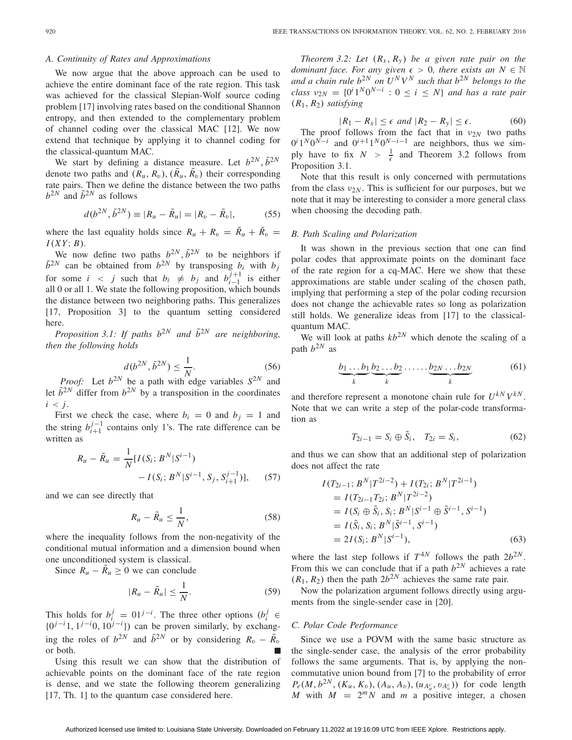### A. Continuity of Rates and Approximations

We now argue that the above approach can be used to achieve the entire dominant face of the rate region. This task was achieved for the classical Slepian-Wolf source coding problem [17] involving rates based on the conditional Shannon entropy, and then extended to the complementary problem of channel coding over the classical MAC [12]. We now extend that technique by applying it to channel coding for the classical-quantum MAC.

We start by defining a distance measure. Let $b^{2N}, \tilde{b}^{2N}$ denote two paths and $(R_u, R_v), (\tilde{R}_u, \tilde{R}_v)$ their corresponding rate pairs. Then we define the distance between the two paths $b^{2N}$ and $\tilde{b}^{2N}$ as follows

$$d(b^{2N}, \tilde{b}^{2N}) \equiv |R_u - \tilde{R}_u| = |R_v - \tilde{R}_v|, \tag{55}$$

where the last equality holds since $R_u + R_v = \tilde{R}_u + \tilde{R}_v = I(XY; B)$.

We now define two paths $b^{2N}, \tilde{b}^{2N}$ to be neighbors if $\tilde{b}^{2N}$ can be obtained from $b^{2N}$ by transposing $b_i$ with $b_j$ for some $i < j$ such that $b_i \neq b_j$ and $b_{i-1}^{j+1}$ is either all 0 or all 1. We state the following proposition, which bounds the distance between two neighboring paths. This generalizes [17, Proposition 3] to the quantum setting considered here.

*Proposition 3.1: If paths $b^{2N}$ and $\tilde{b}^{2N}$ are neighboring, then the following holds*

$$d(b^{2N}, \tilde{b}^{2N}) \leq \frac{1}{N}. \tag{56}$$

*Proof:* Let $b^{2N}$ be a path with edge variables $S^{2N}$ and let $\tilde{b}^{2N}$ differ from $b^{2N}$ by a transposition in the coordinates $i < j$.

First we check the case, where $b_i = 0$ and $b_j = 1$ and the string $b_{i+1}^{j-1}$ contains only 1's. The rate difference can be written as

$$R_u - \tilde{R}_u = \frac{1}{N}[I(S_i; B^N|S^{i-1}) - I(S_i; B^N|S^{i-1}, S_j, S_{i+1}^{j-1})], \tag{57}$$

and we can see directly that

$$R_u - \tilde{R}_u \leq \frac{1}{N}, \tag{58}$$

where the inequality follows from the non-negativity of the conditional mutual information and a dimension bound when one unconditioned system is classical.

Since $R_u - \tilde{R}_u \geq 0$ we can conclude

$$|R_u - \tilde{R}_u| \leq \frac{1}{N}. \tag{59}$$

This holds for $b_i^j = 01^{j-i}$. The three other options ($b_i^j \in \{0^{j-i}1, 1^{j-i}0, 10^{j-i}\}$) can be proven similarly, by exchanging the roles of $b^{2N}$ and $\tilde{b}^{2N}$ or by considering $R_v - \tilde{R}_v$ or both. ■

Using this result we can show that the distribution of achievable points on the dominant face of the rate region is dense, and we state the following theorem generalizing [17, Th. 1] to the quantum case considered here.

*Theorem 3.2: Let $(R_x, R_y)$ be a given rate pair on the dominant face. For any given $\epsilon > 0$, there exists an $N \in \mathbb{N}$ and a chain rule $b^{2N}$ on $U^N V^N$ such that $b^{2N}$ belongs to the class $\nu_{2N} = \{0^i 1^N 0^{N-i} : 0 \leq i \leq N\}$ and has a rate pair $(R_1, R_2)$ satisfying*

$$|R_1 - R_x| \leq \epsilon \text{ and } |R_2 - R_y| \leq \epsilon. \tag{60}$$

The proof follows from the fact that in $\nu_{2N}$ two paths $0^i 1^N 0^{N-i}$ and $0^{i+1} 1^N 0^{N-i-1}$ are neighbors, thus we simply have to fix $N > \frac{1}{\epsilon}$ and Theorem 3.2 follows from Proposition 3.1.

Note that this result is only concerned with permutations from the class $\nu_{2N}$. This is sufficient for our purposes, but we note that it may be interesting to consider a more general class when choosing the decoding path.

### B. Path Scaling and Polarization

It was shown in the previous section that one can find polar codes that approximate points on the dominant face of the rate region for a cq-MAC. Here we show that these approximations are stable under scaling of the chosen path, implying that performing a step of the polar coding recursion does not change the achievable rates so long as polarization still holds. We generalize ideas from [17] to the classical-quantum MAC.

We will look at paths $kb^{2N}$ which denote the scaling of a path $b^{2N}$ as

$$\underbrace{b_1 \ldots b_1}_{k} \underbrace{b_2 \ldots b_2}_{k} \ldots\ldots \underbrace{b_{2N} \ldots b_{2N}}_{k} \tag{61}$$

and therefore represent a monotone chain rule for $U^{kN} V^{kN}$. Note that we can write a step of the polar-code transformation as

$$T_{2i-1} = S_i \oplus \tilde{S}_i, \quad T_{2i} = S_i, \tag{62}$$

and thus we can show that an additional step of polarization does not affect the rate

$$\begin{aligned}
&I(T_{2i-1}; B^N|T^{2i-2}) + I(T_{2i}; B^N|T^{2i-1}) \\
&= I(T_{2i-1}T_{2i}; B^N|T^{2i-2}) \\
&= I(S_i \oplus \tilde{S}_i, S_i; B^N|S^{i-1} \oplus \tilde{S}^{i-1}, S^{i-1}) \\
&= I(\tilde{S}_i, S_i; B^N|\tilde{S}^{i-1}, S^{i-1}) \\
&= 2I(S_i; B^N|S^{i-1}),
\end{aligned} \tag{63}$$

where the last step follows if $T^{4N}$ follows the path $2b^{2N}$. From this we can conclude that if a path $b^{2N}$ achieves a rate $(R_1, R_2)$ then the path $2b^{2N}$ achieves the same rate pair.

Now the polarization argument follows directly using arguments from the single-sender case in [20].

### C. Polar Code Performance

Since we use a POVM with the same basic structure as the single-sender case, the analysis of the error probability follows the same arguments. That is, by applying the non-commutative union bound from [7] to the probability of error $P_e(M, b^{2N}, (K_u, K_v), (A_u, A_v), (u_{A_u^c}, v_{A_v^c}))$ for code length $M$ with $M = 2^m N$ and $m$ a positive integer, a chosen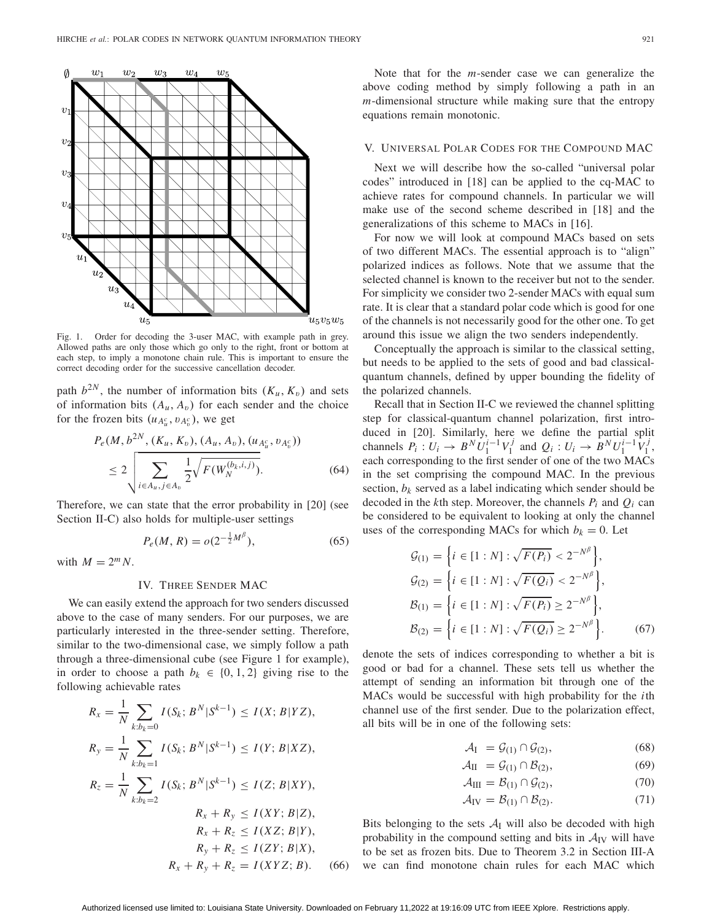Fig. 1. Order for decoding the 3-user MAC, with example path in grey. Allowed paths are only those which go only to the right, front or bottom at each step, to imply a monotone chain rule. This is important to ensure the correct decoding order for the successive cancellation decoder.

path $b^{2N}$, the number of information bits $(K_u, K_v)$ and sets of information bits $(A_u, A_v)$ for each sender and the choice for the frozen bits $(u_{A_u^c}, v_{A_v^c})$, we get

$$P_e(M, b^{2N}, (K_u, K_v), (A_u, A_v), (u_{A_u^c}, v_{A_v^c})) \leq 2\sqrt{\sum_{i \in A_u, j \in A_v} \frac{1}{2}\sqrt{F(W_N^{(b_k,i,j)})}}. \quad (64)$$

Therefore, we can state that the error probability in [20] (see Section II-C) also holds for multiple-user settings

$$P_e(M, R) = o(2^{-\frac{1}{2}M^{\beta}}), \quad (65)$$

with $M = 2^m N$.

## IV. Three Sender MAC

We can easily extend the approach for two senders discussed above to the case of many senders. For our purposes, we are particularly interested in the three-sender setting. Therefore, similar to the two-dimensional case, we simply follow a path through a three-dimensional cube (see Figure 1 for example), in order to choose a path $b_k \in \{0, 1, 2\}$ giving rise to the following achievable rates

$$\begin{aligned}
R_x &= \frac{1}{N}\sum_{k:b_k=0} I(S_k; B^N|S^{k-1}) \leq I(X; B|YZ),\\
R_y &= \frac{1}{N}\sum_{k:b_k=1} I(S_k; B^N|S^{k-1}) \leq I(Y; B|XZ),\\
R_z &= \frac{1}{N}\sum_{k:b_k=2} I(S_k; B^N|S^{k-1}) \leq I(Z; B|XY),\\
R_x + R_y &\leq I(XY; B|Z),\\
R_x + R_z &\leq I(XZ; B|Y),\\
R_y + R_z &\leq I(ZY; B|X),\\
R_x + R_y + R_z &= I(XYZ; B). \quad (66)
\end{aligned}$$

Note that for the $m$-sender case we can generalize the above coding method by simply following a path in an $m$-dimensional structure while making sure that the entropy equations remain monotonic.

## V. Universal Polar Codes for the Compound MAC

Next we will describe how the so-called "universal polar codes" introduced in [18] can be applied to the cq-MAC to achieve rates for compound channels. In particular we will make use of the second scheme described in [18] and the generalizations of this scheme to MACs in [16].

For now we will look at compound MACs based on sets of two different MACs. The essential approach is to "align" polarized indices as follows. Note that we assume that the selected channel is known to the receiver but not to the sender. For simplicity we consider two 2-sender MACs with equal sum rate. It is clear that a standard polar code which is good for one of the channels is not necessarily good for the other one. To get around this issue we align the two senders independently.

Conceptually the approach is similar to the classical setting, but needs to be applied to the sets of good and bad classical-quantum channels, defined by upper bounding the fidelity of the polarized channels.

Recall that in Section II-C we reviewed the channel splitting step for classical-quantum channel polarization, first introduced in [20]. Similarly, here we define the partial split channels $P_i : U_i \to B^N U_1^{i-1} V_1^j$ and $Q_i : U_i \to B^N U_1^{i-1} V_1^j$, each corresponding to the first sender of one of the two MACs in the set comprising the compound MAC. In the previous section, $b_k$ served as a label indicating which sender should be decoded in the $k$th step. Moreover, the channels $P_i$ and $Q_i$ can be considered to be equivalent to looking at only the channel uses of the corresponding MACs for which $b_k = 0$. Let

$$\begin{aligned}
\mathcal{G}_{(1)} &= \left\{ i \in [1:N] : \sqrt{F(P_i)} < 2^{-N^{\beta}} \right\},\\
\mathcal{G}_{(2)} &= \left\{ i \in [1:N] : \sqrt{F(Q_i)} < 2^{-N^{\beta}} \right\},\\
\mathcal{B}_{(1)} &= \left\{ i \in [1:N] : \sqrt{F(P_i)} \geq 2^{-N^{\beta}} \right\},\\
\mathcal{B}_{(2)} &= \left\{ i \in [1:N] : \sqrt{F(Q_i)} \geq 2^{-N^{\beta}} \right\}. \quad (67)
\end{aligned}$$

denote the sets of indices corresponding to whether a bit is good or bad for a channel. These sets tell us whether the attempt of sending an information bit through one of the MACs would be successful with high probability for the $i$th channel use of the first sender. Due to the polarization effect, all bits will be in one of the following sets:

$$\mathcal{A}_{\mathrm{I}} = \mathcal{G}_{(1)} \cap \mathcal{G}_{(2)}, \quad (68)$$

$$\mathcal{A}_{\mathrm{II}} = \mathcal{G}_{(1)} \cap \mathcal{B}_{(2)}, \quad (69)$$

$$\mathcal{A}_{\mathrm{III}} = \mathcal{B}_{(1)} \cap \mathcal{G}_{(2)}, \quad (70)$$

$$\mathcal{A}_{\mathrm{IV}} = \mathcal{B}_{(1)} \cap \mathcal{B}_{(2)}. \quad (71)$$

Bits belonging to the sets $\mathcal{A}_{\mathrm{I}}$ will also be decoded with high probability in the compound setting and bits in $\mathcal{A}_{\mathrm{IV}}$ will have to be set as frozen bits. Due to Theorem 3.2 in Section III-A we can find monotone chain rules for each MAC which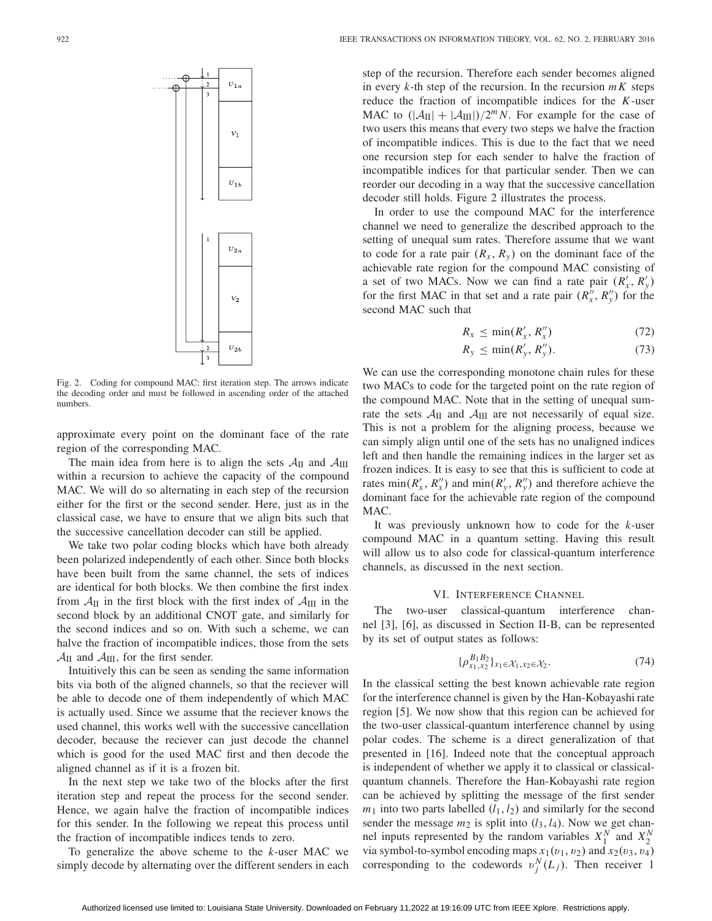Fig. 2. Coding for compound MAC: first iteration step. The arrows indicate the decoding order and must be followed in ascending order of the attached numbers.

approximate every point on the dominant face of the rate region of the corresponding MAC.

The main idea from here is to align the sets $\mathcal{A}_{\text{II}}$ and $\mathcal{A}_{\text{III}}$ within a recursion to achieve the capacity of the compound MAC. We will do so alternating in each step of the recursion either for the first or the second sender. Here, just as in the classical case, we have to ensure that we align bits such that the successive cancellation decoder can still be applied.

We take two polar coding blocks which have both already been polarized independently of each other. Since both blocks have been built from the same channel, the sets of indices are identical for both blocks. We then combine the first index from $\mathcal{A}_{\text{II}}$ in the first block with the first index of $\mathcal{A}_{\text{III}}$ in the second block by an additional CNOT gate, and similarly for the second indices and so on. With such a scheme, we can halve the fraction of incompatible indices, those from the sets $\mathcal{A}_{\text{II}}$ and $\mathcal{A}_{\text{III}}$, for the first sender.

Intuitively this can be seen as sending the same information bits via both of the aligned channels, so that the reciever will be able to decode one of them independently of which MAC is actually used. Since we assume that the reciever knows the used channel, this works well with the successive cancellation decoder, because the reciever can just decode the channel which is good for the used MAC first and then decode the aligned channel as if it is a frozen bit.

In the next step we take two of the blocks after the first iteration step and repeat the process for the second sender. Hence, we again halve the fraction of incompatible indices for this sender. In the following we repeat this process until the fraction of incompatible indices tends to zero.

To generalize the above scheme to the $k$-user MAC we simply decode by alternating over the different senders in each step of the recursion. Therefore each sender becomes aligned in every $k$-th step of the recursion. In the recursion $mK$ steps reduce the fraction of incompatible indices for the $K$-user MAC to $(|\mathcal{A}_{\text{II}}| + |\mathcal{A}_{\text{III}}|)/2^m N$. For example for the case of two users this means that every two steps we halve the fraction of incompatible indices. This is due to the fact that we need one recursion step for each sender to halve the fraction of incompatible indices for that particular sender. Then we can reorder our decoding in a way that the successive cancellation decoder still holds. Figure 2 illustrates the process.

In order to use the compound MAC for the interference channel we need to generalize the described approach to the setting of unequal sum rates. Therefore assume that we want to code for a rate pair $(R_x, R_y)$ on the dominant face of the achievable rate region for the compound MAC consisting of a set of two MACs. Now we can find a rate pair $(R_x', R_y')$ for the first MAC in that set and a rate pair $(R_x'', R_y'')$ for the second MAC such that

$$R_x \leq \min(R_x', R_x'') \tag{72}$$

$$R_y \leq \min(R_y', R_y''). \tag{73}$$

We can use the corresponding monotone chain rules for these two MACs to code for the targeted point on the rate region of the compound MAC. Note that in the setting of unequal sum-rate the sets $\mathcal{A}_{\text{II}}$ and $\mathcal{A}_{\text{III}}$ are not necessarily of equal size. This is not a problem for the aligning process, because we can simply align until one of the sets has no unaligned indices left and then handle the remaining indices in the larger set as frozen indices. It is easy to see that this is sufficient to code at rates $\min(R_x', R_x'')$ and $\min(R_y', R_y'')$ and therefore achieve the dominant face for the achievable rate region of the compound MAC.

It was previously unknown how to code for the $k$-user compound MAC in a quantum setting. Having this result will allow us to also code for classical-quantum interference channels, as discussed in the next section.

## VI. Interference Channel

The two-user classical-quantum interference channel [3], [6], as discussed in Section II-B, can be represented by its set of output states as follows:

$$\{\rho_{x_1,x_2}^{B_1B_2}\}_{x_1 \in \mathcal{X}_1, x_2 \in \mathcal{X}_2}. \tag{74}$$

In the classical setting the best known achievable rate region for the interference channel is given by the Han-Kobayashi rate region [5]. We now show that this region can be achieved for the two-user classical-quantum interference channel by using polar codes. The scheme is a direct generalization of that presented in [16]. Indeed note that the conceptual approach is independent of whether we apply it to classical or classical-quantum channels. Therefore the Han-Kobayashi rate region can be achieved by splitting the message of the first sender $m_1$ into two parts labelled $(l_1, l_2)$ and similarly for the second sender the message $m_2$ is split into $(l_3, l_4)$. Now we get channel inputs represented by the random variables $X_1^N$ and $X_2^N$ via symbol-to-symbol encoding maps $x_1(v_1, v_2)$ and $x_2(v_3, v_4)$ corresponding to the codewords $v_j^N(L_j)$. Then receiver 1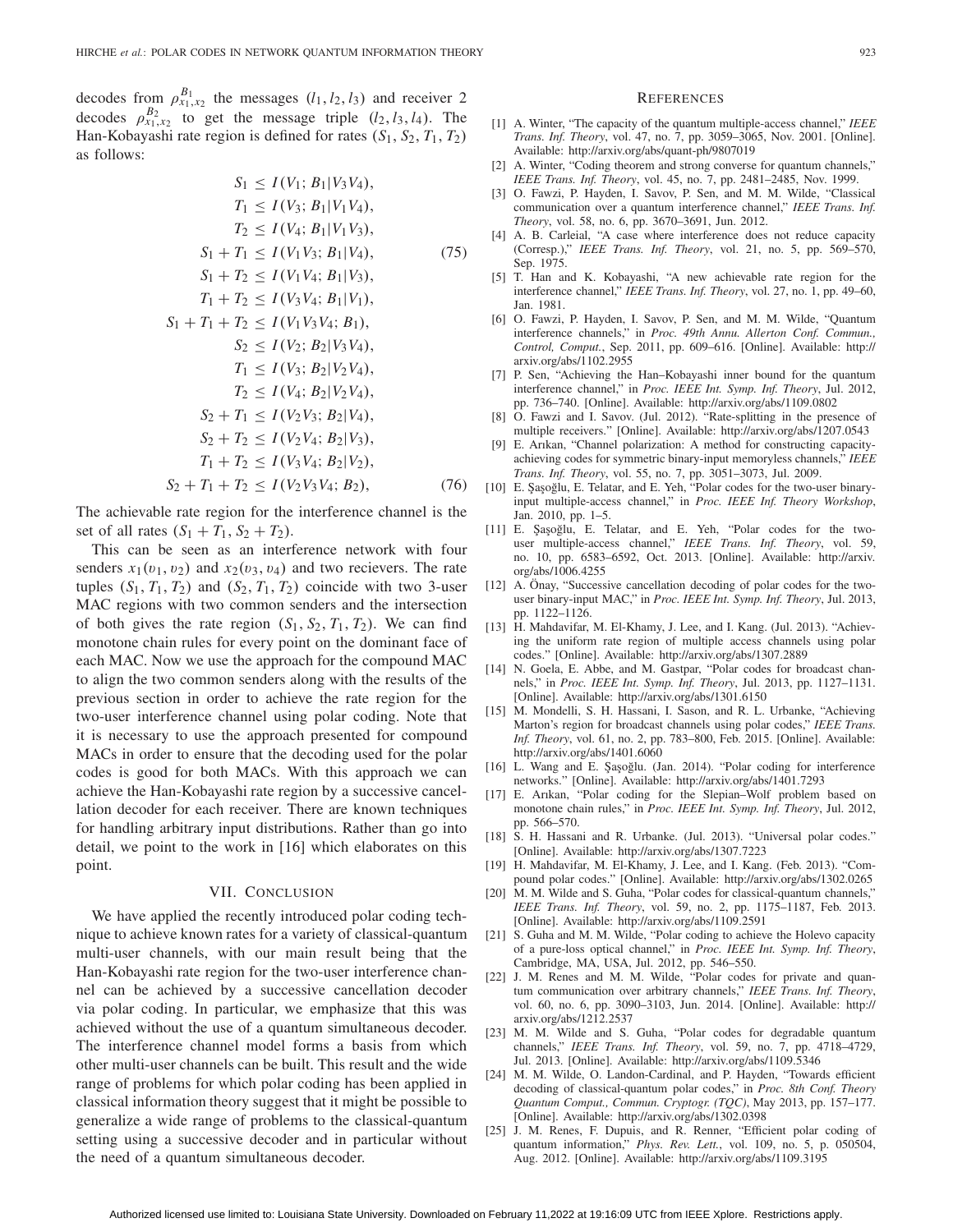decodes from $\rho_{x_1,x_2}^{B_1}$ the messages $(l_1, l_2, l_3)$ and receiver 2 decodes $\rho_{x_1,x_2}^{B_2}$ to get the message triple $(l_2, l_3, l_4)$. The Han-Kobayashi rate region is defined for rates $(S_1, S_2, T_1, T_2)$ as follows:

$$
\begin{aligned}
S_1 &\leq I(V_1; B_1|V_3V_4),\\
T_1 &\leq I(V_3; B_1|V_1V_4),\\
T_2 &\leq I(V_4; B_1|V_1V_3),\\
S_1 + T_1 &\leq I(V_1V_3; B_1|V_4),\\
S_1 + T_2 &\leq I(V_1V_4; B_1|V_3),\\
T_1 + T_2 &\leq I(V_3V_4; B_1|V_1),\\
S_1 + T_1 + T_2 &\leq I(V_1V_3V_4; B_1),
\end{aligned} \tag{75}
$$

$$
\begin{aligned}
S_2 &\leq I(V_2; B_2|V_3V_4),\\
T_1 &\leq I(V_3; B_2|V_2V_4),\\
T_2 &\leq I(V_4; B_2|V_2V_4),\\
S_2 + T_1 &\leq I(V_2V_3; B_2|V_4),\\
S_2 + T_2 &\leq I(V_2V_4; B_2|V_3),\\
T_1 + T_2 &\leq I(V_3V_4; B_2|V_2),\\
S_2 + T_1 + T_2 &\leq I(V_2V_3V_4; B_2),
\end{aligned} \tag{76}
$$

The achievable rate region for the interference channel is the set of all rates $(S_1 + T_1, S_2 + T_2)$.

This can be seen as an interference network with four senders $x_1(v_1, v_2)$ and $x_2(v_3, v_4)$ and two recievers. The rate tuples $(S_1, T_1, T_2)$ and $(S_2, T_1, T_2)$ coincide with two 3-user MAC regions with two common senders and the intersection of both gives the rate region $(S_1, S_2, T_1, T_2)$. We can find monotone chain rules for every point on the dominant face of each MAC. Now we use the approach for the compound MAC to align the two common senders along with the results of the previous section in order to achieve the rate region for the two-user interference channel using polar coding. Note that it is necessary to use the approach presented for compound MACs in order to ensure that the decoding used for the polar codes is good for both MACs. With this approach we can achieve the Han-Kobayashi rate region by a successive cancellation decoder for each receiver. There are known techniques for handling arbitrary input distributions. Rather than go into detail, we point to the work in [16] which elaborates on this point.

## VII. Conclusion

We have applied the recently introduced polar coding technique to achieve known rates for a variety of classical-quantum multi-user channels, with our main result being that the Han-Kobayashi rate region for the two-user interference channel can be achieved by a successive cancellation decoder via polar coding. In particular, we emphasize that this was achieved without the use of a quantum simultaneous decoder. The interference channel model forms a basis from which other multi-user channels can be built. This result and the wide range of problems for which polar coding has been applied in classical information theory suggest that it might be possible to generalize a wide range of problems to the classical-quantum setting using a successive decoder and in particular without the need of a quantum simultaneous decoder.

## References

[1] A. Winter, "The capacity of the quantum multiple-access channel," *IEEE Trans. Inf. Theory*, vol. 47, no. 7, pp. 3059–3065, Nov. 2001. [Online]. Available: http://arxiv.org/abs/quant-ph/9807019

[2] A. Winter, "Coding theorem and strong converse for quantum channels," *IEEE Trans. Inf. Theory*, vol. 45, no. 7, pp. 2481–2485, Nov. 1999.

[3] O. Fawzi, P. Hayden, I. Savov, P. Sen, and M. M. Wilde, "Classical communication over a quantum interference channel," *IEEE Trans. Inf. Theory*, vol. 58, no. 6, pp. 3670–3691, Jun. 2012.

[4] A. B. Carleial, "A case where interference does not reduce capacity (Corresp.)," *IEEE Trans. Inf. Theory*, vol. 21, no. 5, pp. 569–570, Sep. 1975.

[5] T. Han and K. Kobayashi, "A new achievable rate region for the interference channel," *IEEE Trans. Inf. Theory*, vol. 27, no. 1, pp. 49–60, Jan. 1981.

[6] O. Fawzi, P. Hayden, I. Savov, P. Sen, and M. M. Wilde, "Quantum interference channels," in *Proc. 49th Annu. Allerton Conf. Commun., Control, Comput.*, Sep. 2011, pp. 609–616. [Online]. Available: http://arxiv.org/abs/1102.2955

[7] P. Sen, "Achieving the Han–Kobayashi inner bound for the quantum interference channel," in *Proc. IEEE Int. Symp. Inf. Theory*, Jul. 2012, pp. 736–740. [Online]. Available: http://arxiv.org/abs/1109.0802

[8] O. Fawzi and I. Savov. (Jul. 2012). "Rate-splitting in the presence of multiple receivers." [Online]. Available: http://arxiv.org/abs/1207.0543

[9] E. Arıkan, "Channel polarization: A method for constructing capacity-achieving codes for symmetric binary-input memoryless channels," *IEEE Trans. Inf. Theory*, vol. 55, no. 7, pp. 3051–3073, Jul. 2009.

[10] E. Şaşoğlu, E. Telatar, and E. Yeh, "Polar codes for the two-user binary-input multiple-access channel," in *Proc. IEEE Inf. Theory Workshop*, Jan. 2010, pp. 1–5.

[11] E. Şaşoğlu, E. Telatar, and E. Yeh, "Polar codes for the two-user multiple-access channel," *IEEE Trans. Inf. Theory*, vol. 59, no. 10, pp. 6583–6592, Oct. 2013. [Online]. Available: http://arxiv.org/abs/1006.4255

[12] A. Önay, "Successive cancellation decoding of polar codes for the two-user binary-input MAC," in *Proc. IEEE Int. Symp. Inf. Theory*, Jul. 2013, pp. 1122–1126.

[13] H. Mahdavifar, M. El-Khamy, J. Lee, and I. Kang. (Jul. 2013). "Achieving the uniform rate region of multiple access channels using polar codes." [Online]. Available: http://arxiv.org/abs/1307.2889

[14] N. Goela, E. Abbe, and M. Gastpar, "Polar codes for broadcast channels," in *Proc. IEEE Int. Symp. Inf. Theory*, Jul. 2013, pp. 1127–1131. [Online]. Available: http://arxiv.org/abs/1301.6150

[15] M. Mondelli, S. H. Hassani, I. Sason, and R. L. Urbanke, "Achieving Marton's region for broadcast channels using polar codes," *IEEE Trans. Inf. Theory*, vol. 61, no. 2, pp. 783–800, Feb. 2015. [Online]. Available: http://arxiv.org/abs/1401.6060

[16] L. Wang and E. Şaşoğlu. (Jan. 2014). "Polar coding for interference networks." [Online]. Available: http://arxiv.org/abs/1401.7293

[17] E. Arıkan, "Polar coding for the Slepian–Wolf problem based on monotone chain rules," in *Proc. IEEE Int. Symp. Inf. Theory*, Jul. 2012, pp. 566–570.

[18] S. H. Hassani and R. Urbanke. (Jul. 2013). "Universal polar codes." [Online]. Available: http://arxiv.org/abs/1307.7223

[19] H. Mahdavifar, M. El-Khamy, J. Lee, and I. Kang. (Feb. 2013). "Compound polar codes." [Online]. Available: http://arxiv.org/abs/1302.0265

[20] M. M. Wilde and S. Guha, "Polar codes for classical-quantum channels," *IEEE Trans. Inf. Theory*, vol. 59, no. 2, pp. 1175–1187, Feb. 2013. [Online]. Available: http://arxiv.org/abs/1109.2591

[21] S. Guha and M. M. Wilde, "Polar coding to achieve the Holevo capacity of a pure-loss optical channel," in *Proc. IEEE Int. Symp. Inf. Theory*, Cambridge, MA, USA, Jul. 2012, pp. 546–550.

[22] J. M. Renes and M. M. Wilde, "Polar codes for private and quantum communication over arbitrary channels," *IEEE Trans. Inf. Theory*, vol. 60, no. 6, pp. 3090–3103, Jun. 2014. [Online]. Available: http://arxiv.org/abs/1212.2537

[23] M. M. Wilde and S. Guha, "Polar codes for degradable quantum channels," *IEEE Trans. Inf. Theory*, vol. 59, no. 7, pp. 4718–4729, Jul. 2013. [Online]. Available: http://arxiv.org/abs/1109.5346

[24] M. M. Wilde, O. Landon-Cardinal, and P. Hayden, "Towards efficient decoding of classical-quantum polar codes," in *Proc. 8th Conf. Theory Quantum Comput., Commun. Cryptogr. (TQC)*, May 2013, pp. 157–177. [Online]. Available: http://arxiv.org/abs/1302.0398

[25] J. M. Renes, F. Dupuis, and R. Renner, "Efficient polar coding of quantum information," *Phys. Rev. Lett.*, vol. 109, no. 5, p. 050504, Aug. 2012. [Online]. Available: http://arxiv.org/abs/1109.3195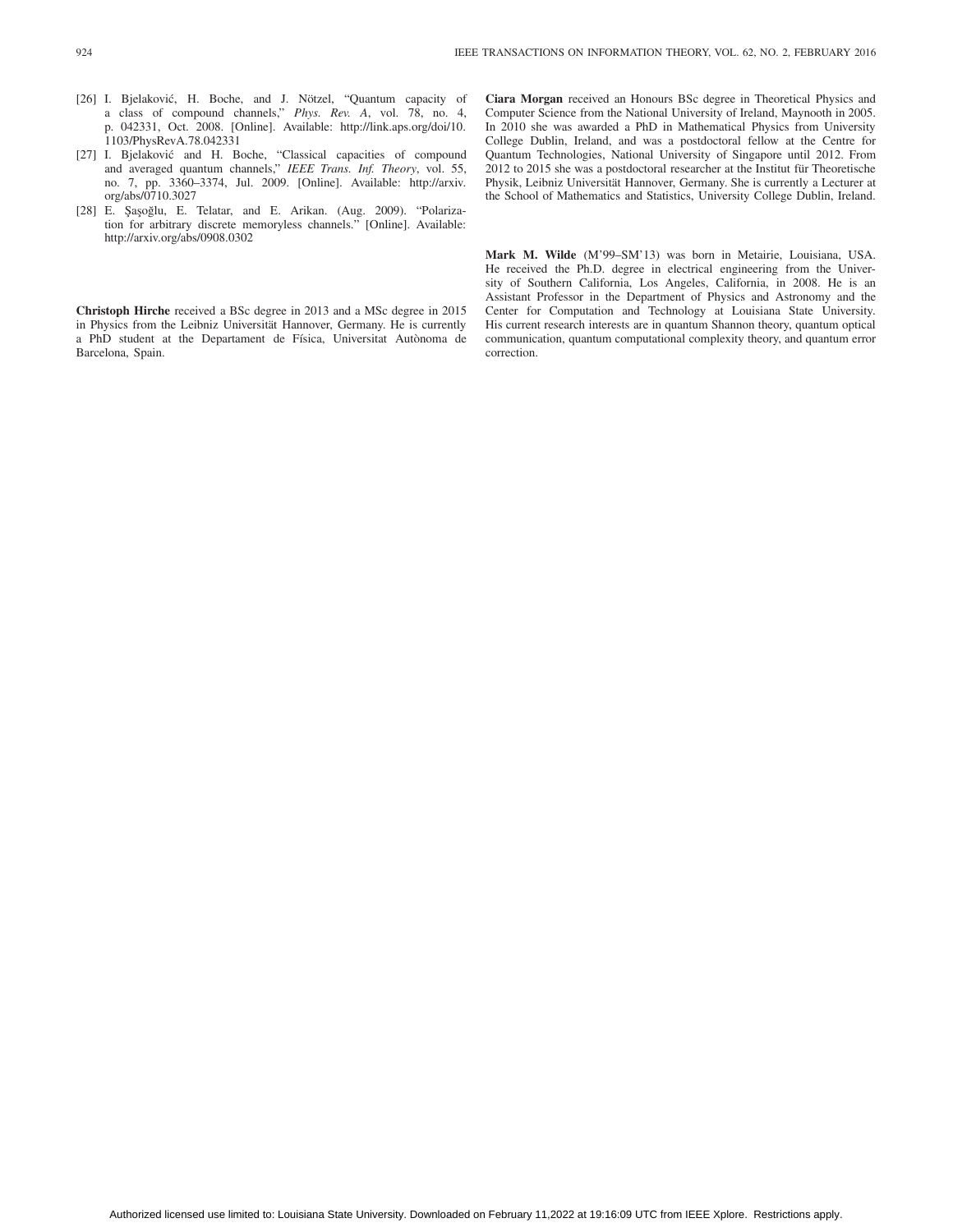[26] I. Bjelaković, H. Boche, and J. Nötzel, "Quantum capacity of a class of compound channels," *Phys. Rev. A*, vol. 78, no. 4, p. 042331, Oct. 2008. [Online]. Available: http://link.aps.org/doi/10.1103/PhysRevA.78.042331

[27] I. Bjelaković and H. Boche, "Classical capacities of compound and averaged quantum channels," *IEEE Trans. Inf. Theory*, vol. 55, no. 7, pp. 3360–3374, Jul. 2009. [Online]. Available: http://arxiv.org/abs/0710.3027

[28] E. Şaşoğlu, E. Telatar, and E. Arikan. (Aug. 2009). "Polarization for arbitrary discrete memoryless channels." [Online]. Available: http://arxiv.org/abs/0908.0302

**Christoph Hirche** received a BSc degree in 2013 and a MSc degree in 2015 in Physics from the Leibniz Universität Hannover, Germany. He is currently a PhD student at the Departament de Física, Universitat Autònoma de Barcelona, Spain.

**Ciara Morgan** received an Honours BSc degree in Theoretical Physics and Computer Science from the National University of Ireland, Maynooth in 2005. In 2010 she was awarded a PhD in Mathematical Physics from University College Dublin, Ireland, and was a postdoctoral fellow at the Centre for Quantum Technologies, National University of Singapore until 2012. From 2012 to 2015 she was a postdoctoral researcher at the Institut für Theoretische Physik, Leibniz Universität Hannover, Germany. She is currently a Lecturer at the School of Mathematics and Statistics, University College Dublin, Ireland.

**Mark M. Wilde** (M'99–SM'13) was born in Metairie, Louisiana, USA. He received the Ph.D. degree in electrical engineering from the University of Southern California, Los Angeles, California, in 2008. He is an Assistant Professor in the Department of Physics and Astronomy and the Center for Computation and Technology at Louisiana State University. His current research interests are in quantum Shannon theory, quantum optical communication, quantum computational complexity theory, and quantum error correction.